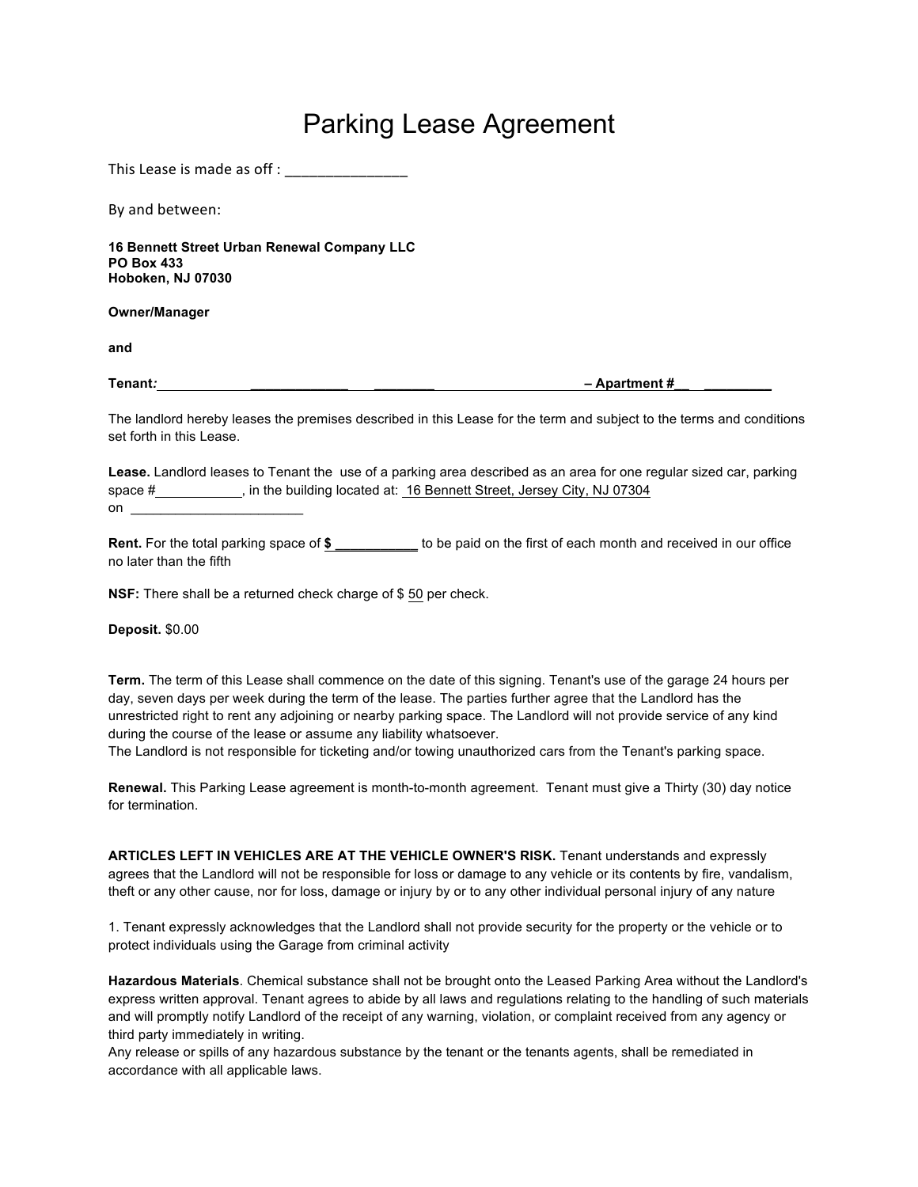# Parking Lease Agreement

This Lease is made as off : _______________

By and between:

**16 Bennett Street Urban Renewal Company LLC**
**PO Box 433**
**Hoboken, NJ 07030**

**Owner/Manager**

**and**

**Tenant:** _____________ ________ **– Apartment #__ _________**

The landlord hereby leases the premises described in this Lease for the term and subject to the terms and conditions set forth in this Lease.

**Lease.** Landlord leases to Tenant the use of a parking area described as an area for one regular sized car, parking space #___________, in the building located at: 16 Bennett Street, Jersey City, NJ 07304 on _______________________

**Rent.** For the total parking space of **$ ___________** to be paid on the first of each month and received in our office no later than the fifth

**NSF:** There shall be a returned check charge of $ 50 per check.

**Deposit.** $0.00

**Term.** The term of this Lease shall commence on the date of this signing. Tenant's use of the garage 24 hours per day, seven days per week during the term of the lease. The parties further agree that the Landlord has the unrestricted right to rent any adjoining or nearby parking space. The Landlord will not provide service of any kind during the course of the lease or assume any liability whatsoever.
The Landlord is not responsible for ticketing and/or towing unauthorized cars from the Tenant's parking space.

**Renewal.** This Parking Lease agreement is month-to-month agreement. Tenant must give a Thirty (30) day notice for termination.

**ARTICLES LEFT IN VEHICLES ARE AT THE VEHICLE OWNER'S RISK.** Tenant understands and expressly agrees that the Landlord will not be responsible for loss or damage to any vehicle or its contents by fire, vandalism, theft or any other cause, nor for loss, damage or injury by or to any other individual personal injury of any nature

1. Tenant expressly acknowledges that the Landlord shall not provide security for the property or the vehicle or to protect individuals using the Garage from criminal activity

**Hazardous Materials**. Chemical substance shall not be brought onto the Leased Parking Area without the Landlord's express written approval. Tenant agrees to abide by all laws and regulations relating to the handling of such materials and will promptly notify Landlord of the receipt of any warning, violation, or complaint received from any agency or third party immediately in writing.
Any release or spills of any hazardous substance by the tenant or the tenants agents, shall be remediated in accordance with all applicable laws.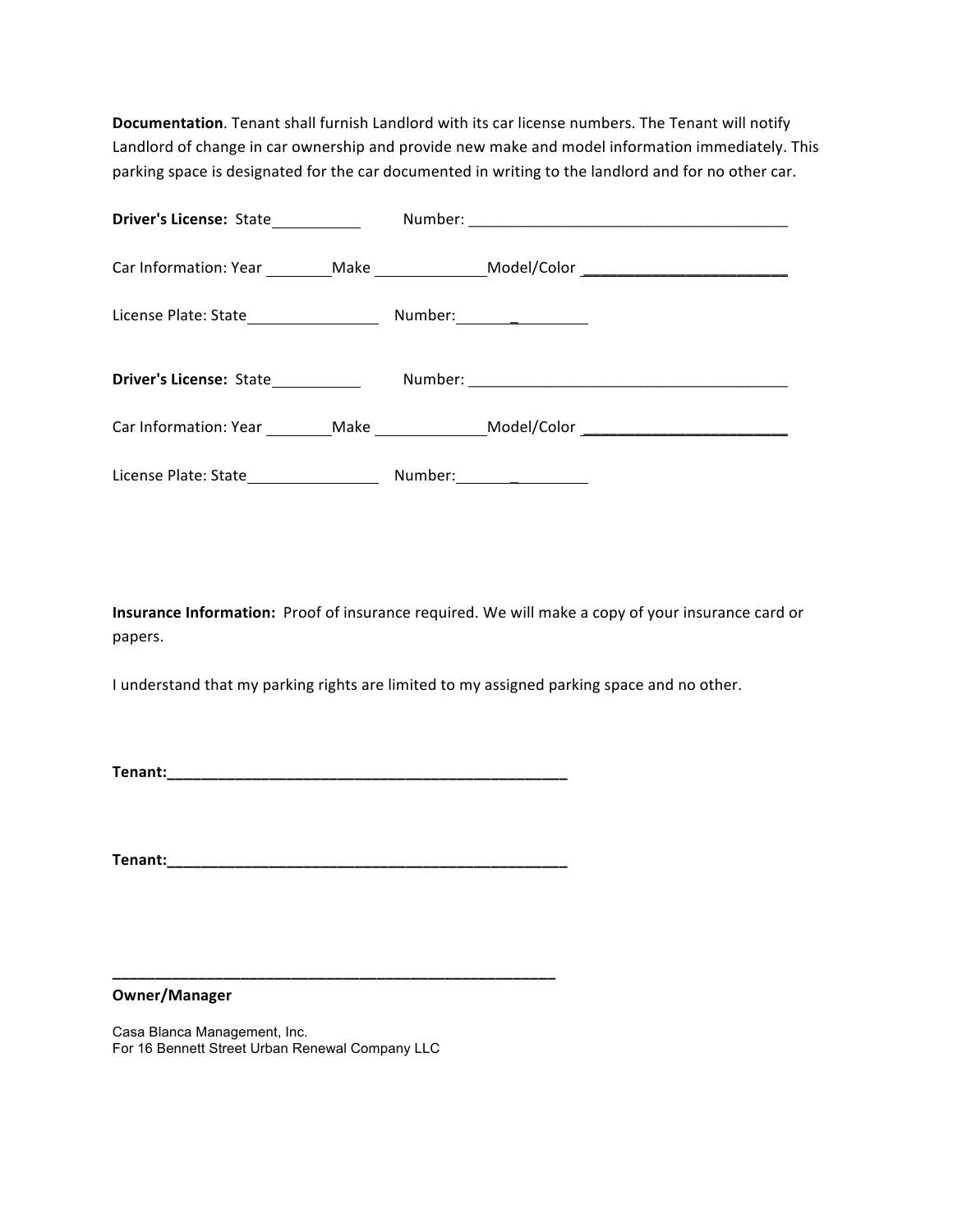**Documentation**. Tenant shall furnish Landlord with its car license numbers. The Tenant will notify Landlord of change in car ownership and provide new make and model information immediately. This parking space is designated for the car documented in writing to the landlord and for no other car.

**Driver's License:** State__________ Number: ____________________________________

Car Information: Year ________Make _____________Model/Color ________________________

License Plate: State_______________ Number:________________

**Driver's License:** State__________ Number: ____________________________________

Car Information: Year ________Make _____________Model/Color ________________________

License Plate: State_______________ Number:________________

**Insurance Information:** Proof of insurance required. We will make a copy of your insurance card or papers.

I understand that my parking rights are limited to my assigned parking space and no other.

**Tenant:**_______________________________________________

**Tenant:**_______________________________________________

_______________________________________________________

**Owner/Manager**

Casa Blanca Management, Inc.
For 16 Bennett Street Urban Renewal Company LLC